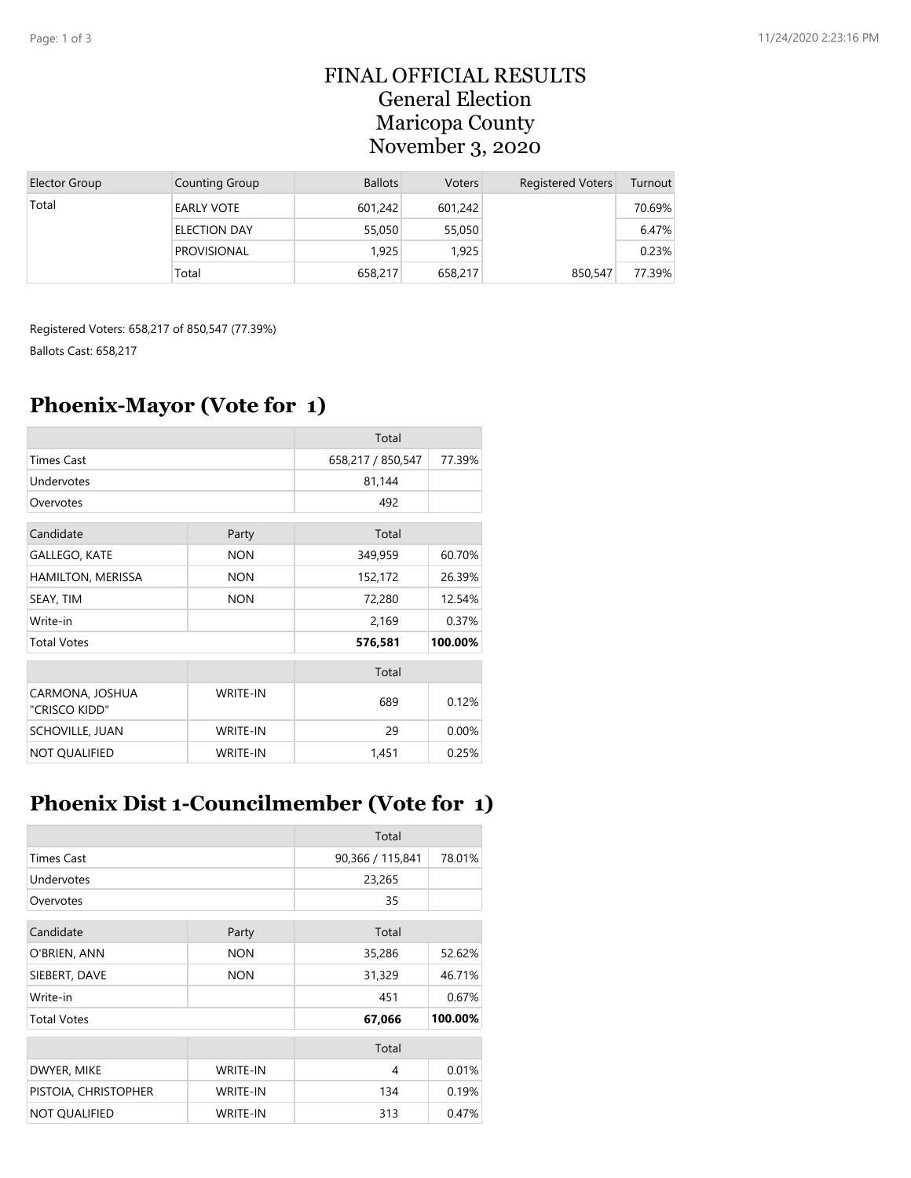# FINAL OFFICIAL RESULTS
# General Election
# Maricopa County
# November 3, 2020

| Elector Group | Counting Group | Ballots | Voters | Registered Voters | Turnout |
|---|---|---|---|---|---|
| Total | EARLY VOTE | 601,242 | 601,242 | | 70.69% |
| | ELECTION DAY | 55,050 | 55,050 | | 6.47% |
| | PROVISIONAL | 1,925 | 1,925 | | 0.23% |
| | Total | 658,217 | 658,217 | 850,547 | 77.39% |

Registered Voters: 658,217 of 850,547 (77.39%)

Ballots Cast: 658,217

## Phoenix-Mayor (Vote for 1)

| | | Total | |
|---|---|---|---|
| Times Cast | | 658,217 / 850,547 | 77.39% |
| Undervotes | | 81,144 | |
| Overvotes | | 492 | |

| Candidate | Party | Total | |
|---|---|---|---|
| GALLEGO, KATE | NON | 349,959 | 60.70% |
| HAMILTON, MERISSA | NON | 152,172 | 26.39% |
| SEAY, TIM | NON | 72,280 | 12.54% |
| Write-in | | 2,169 | 0.37% |
| Total Votes | | **576,581** | **100.00%** |

| | | Total | |
|---|---|---|---|
| CARMONA, JOSHUA "CRISCO KIDD" | WRITE-IN | 689 | 0.12% |
| SCHOVILLE, JUAN | WRITE-IN | 29 | 0.00% |
| NOT QUALIFIED | WRITE-IN | 1,451 | 0.25% |

## Phoenix Dist 1-Councilmember (Vote for 1)

| | | Total | |
|---|---|---|---|
| Times Cast | | 90,366 / 115,841 | 78.01% |
| Undervotes | | 23,265 | |
| Overvotes | | 35 | |

| Candidate | Party | Total | |
|---|---|---|---|
| O'BRIEN, ANN | NON | 35,286 | 52.62% |
| SIEBERT, DAVE | NON | 31,329 | 46.71% |
| Write-in | | 451 | 0.67% |
| Total Votes | | **67,066** | **100.00%** |

| | | Total | |
|---|---|---|---|
| DWYER, MIKE | WRITE-IN | 4 | 0.01% |
| PISTOIA, CHRISTOPHER | WRITE-IN | 134 | 0.19% |
| NOT QUALIFIED | WRITE-IN | 313 | 0.47% |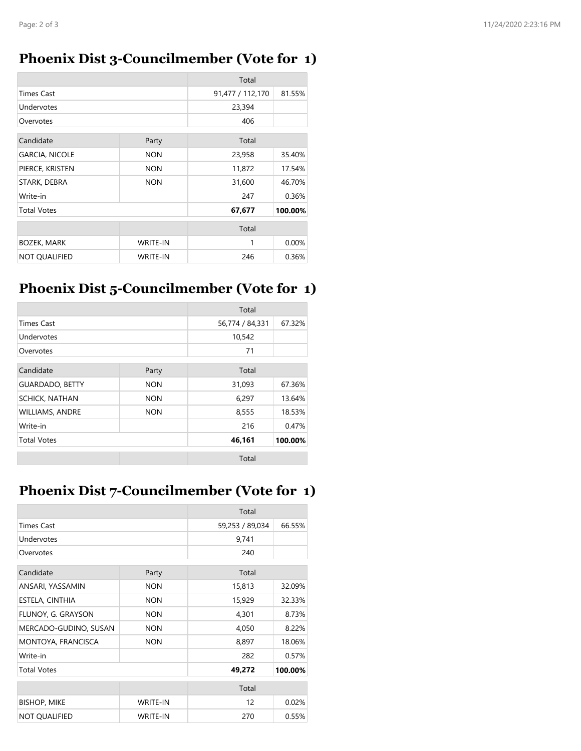## Phoenix Dist 3-Councilmember (Vote for 1)

| | | Total | |
|---|---|---|---|
| Times Cast | | 91,477 / 112,170 | 81.55% |
| Undervotes | | 23,394 | |
| Overvotes | | 406 | |

| Candidate | Party | Total | |
|---|---|---|---|
| GARCIA, NICOLE | NON | 23,958 | 35.40% |
| PIERCE, KRISTEN | NON | 11,872 | 17.54% |
| STARK, DEBRA | NON | 31,600 | 46.70% |
| Write-in | | 247 | 0.36% |
| Total Votes | | **67,677** | **100.00%** |

| | | Total | |
|---|---|---|---|
| BOZEK, MARK | WRITE-IN | 1 | 0.00% |
| NOT QUALIFIED | WRITE-IN | 246 | 0.36% |

## Phoenix Dist 5-Councilmember (Vote for 1)

| | | Total | |
|---|---|---|---|
| Times Cast | | 56,774 / 84,331 | 67.32% |
| Undervotes | | 10,542 | |
| Overvotes | | 71 | |

| Candidate | Party | Total | |
|---|---|---|---|
| GUARDADO, BETTY | NON | 31,093 | 67.36% |
| SCHICK, NATHAN | NON | 6,297 | 13.64% |
| WILLIAMS, ANDRE | NON | 8,555 | 18.53% |
| Write-in | | 216 | 0.47% |
| Total Votes | | **46,161** | **100.00%** |

| | | Total | |
|---|---|---|---|

## Phoenix Dist 7-Councilmember (Vote for 1)

| | | Total | |
|---|---|---|---|
| Times Cast | | 59,253 / 89,034 | 66.55% |
| Undervotes | | 9,741 | |
| Overvotes | | 240 | |

| Candidate | Party | Total | |
|---|---|---|---|
| ANSARI, YASSAMIN | NON | 15,813 | 32.09% |
| ESTELA, CINTHIA | NON | 15,929 | 32.33% |
| FLUNOY, G. GRAYSON | NON | 4,301 | 8.73% |
| MERCADO-GUDINO, SUSAN | NON | 4,050 | 8.22% |
| MONTOYA, FRANCISCA | NON | 8,897 | 18.06% |
| Write-in | | 282 | 0.57% |
| Total Votes | | **49,272** | **100.00%** |

| | | Total | |
|---|---|---|---|
| BISHOP, MIKE | WRITE-IN | 12 | 0.02% |
| NOT QUALIFIED | WRITE-IN | 270 | 0.55% |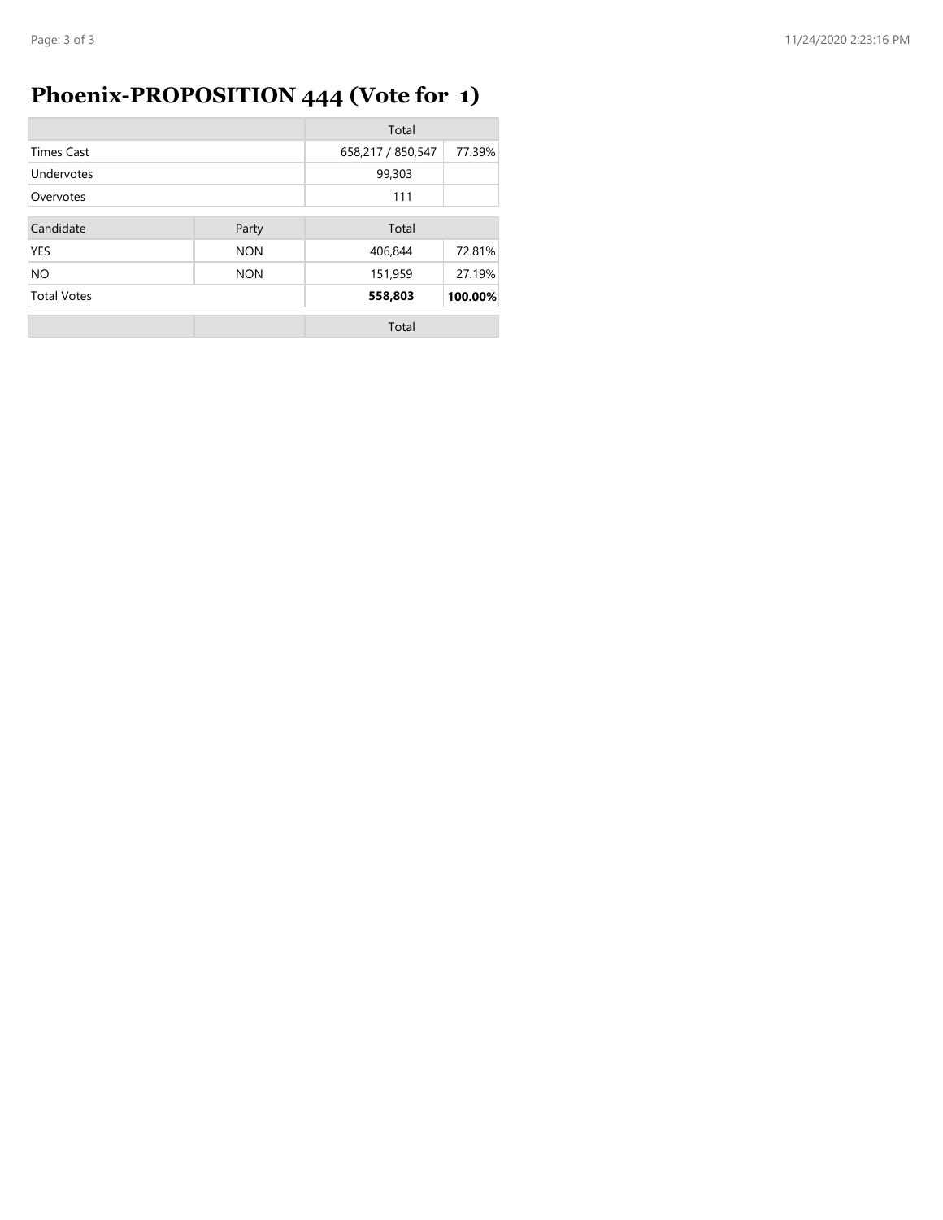# Phoenix-PROPOSITION 444 (Vote for 1)

| | | Total | |
|---|---|---|---|
| Times Cast | | 658,217 / 850,547 | 77.39% |
| Undervotes | | 99,303 | |
| Overvotes | | 111 | |

| Candidate | Party | Total | |
|---|---|---|---|
| YES | NON | 406,844 | 72.81% |
| NO | NON | 151,959 | 27.19% |
| Total Votes | | **558,803** | **100.00%** |

| | | Total |
|---|---|---|